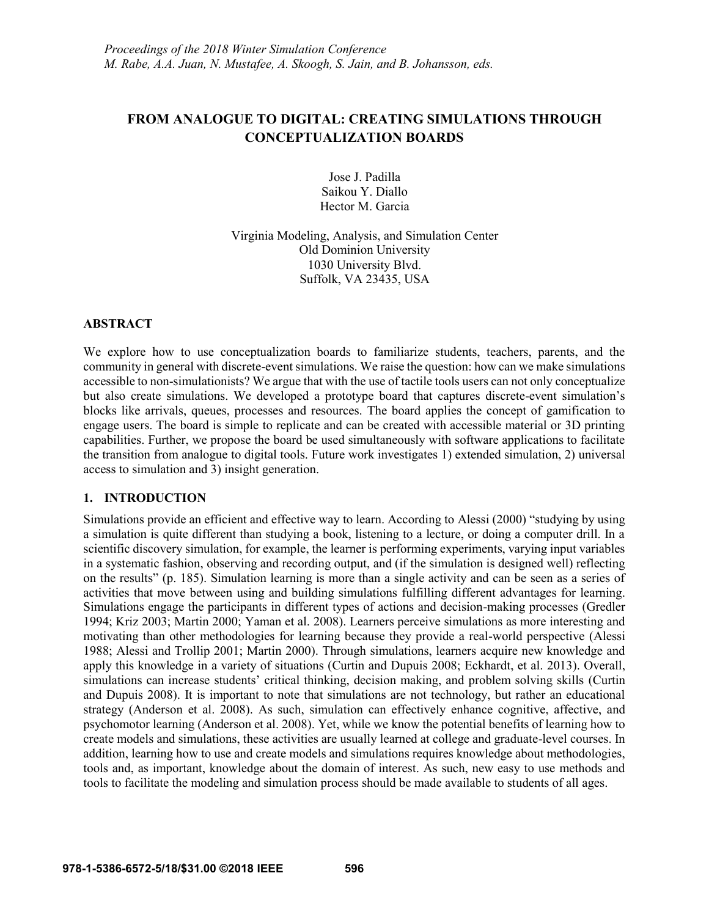# FROM ANALOGUE TO DIGITAL: CREATING SIMULATIONS THROUGH CONCEPTUALIZATION BOARDS

Jose J. Padilla
Saikou Y. Diallo
Hector M. Garcia

Virginia Modeling, Analysis, and Simulation Center
Old Dominion University
1030 University Blvd.
Suffolk, VA 23435, USA

## ABSTRACT

We explore how to use conceptualization boards to familiarize students, teachers, parents, and the community in general with discrete-event simulations. We raise the question: how can we make simulations accessible to non-simulationists? We argue that with the use of tactile tools users can not only conceptualize but also create simulations. We developed a prototype board that captures discrete-event simulation's blocks like arrivals, queues, processes and resources. The board applies the concept of gamification to engage users. The board is simple to replicate and can be created with accessible material or 3D printing capabilities. Further, we propose the board be used simultaneously with software applications to facilitate the transition from analogue to digital tools. Future work investigates 1) extended simulation, 2) universal access to simulation and 3) insight generation.

## 1. INTRODUCTION

Simulations provide an efficient and effective way to learn. According to Alessi (2000) "studying by using a simulation is quite different than studying a book, listening to a lecture, or doing a computer drill. In a scientific discovery simulation, for example, the learner is performing experiments, varying input variables in a systematic fashion, observing and recording output, and (if the simulation is designed well) reflecting on the results" (p. 185). Simulation learning is more than a single activity and can be seen as a series of activities that move between using and building simulations fulfilling different advantages for learning. Simulations engage the participants in different types of actions and decision-making processes (Gredler 1994; Kriz 2003; Martin 2000; Yaman et al. 2008). Learners perceive simulations as more interesting and motivating than other methodologies for learning because they provide a real-world perspective (Alessi 1988; Alessi and Trollip 2001; Martin 2000). Through simulations, learners acquire new knowledge and apply this knowledge in a variety of situations (Curtin and Dupuis 2008; Eckhardt, et al. 2013). Overall, simulations can increase students' critical thinking, decision making, and problem solving skills (Curtin and Dupuis 2008). It is important to note that simulations are not technology, but rather an educational strategy (Anderson et al. 2008). As such, simulation can effectively enhance cognitive, affective, and psychomotor learning (Anderson et al. 2008). Yet, while we know the potential benefits of learning how to create models and simulations, these activities are usually learned at college and graduate-level courses. In addition, learning how to use and create models and simulations requires knowledge about methodologies, tools and, as important, knowledge about the domain of interest. As such, new easy to use methods and tools to facilitate the modeling and simulation process should be made available to students of all ages.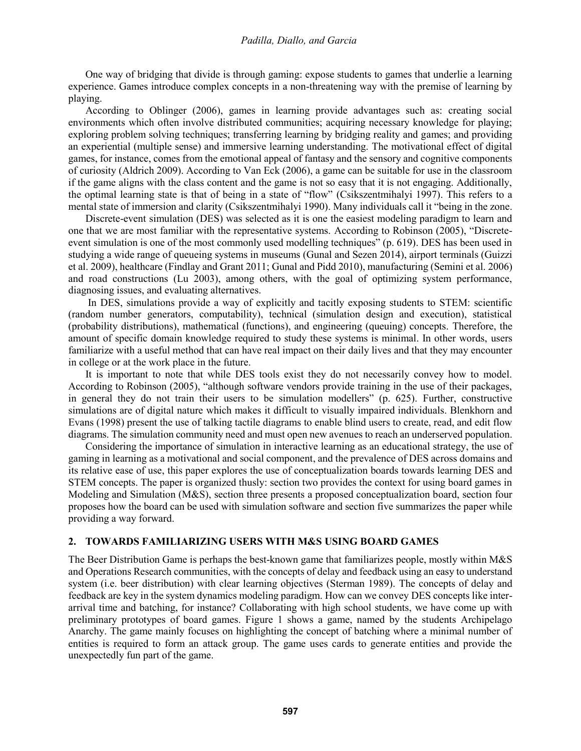One way of bridging that divide is through gaming: expose students to games that underlie a learning experience. Games introduce complex concepts in a non-threatening way with the premise of learning by playing.

According to Oblinger (2006), games in learning provide advantages such as: creating social environments which often involve distributed communities; acquiring necessary knowledge for playing; exploring problem solving techniques; transferring learning by bridging reality and games; and providing an experiential (multiple sense) and immersive learning understanding. The motivational effect of digital games, for instance, comes from the emotional appeal of fantasy and the sensory and cognitive components of curiosity (Aldrich 2009). According to Van Eck (2006), a game can be suitable for use in the classroom if the game aligns with the class content and the game is not so easy that it is not engaging. Additionally, the optimal learning state is that of being in a state of "flow" (Csikszentmihalyi 1997). This refers to a mental state of immersion and clarity (Csikszentmihalyi 1990). Many individuals call it "being in the zone.

Discrete-event simulation (DES) was selected as it is one the easiest modeling paradigm to learn and one that we are most familiar with the representative systems. According to Robinson (2005), "Discrete-event simulation is one of the most commonly used modelling techniques" (p. 619). DES has been used in studying a wide range of queueing systems in museums (Gunal and Sezen 2014), airport terminals (Guizzi et al. 2009), healthcare (Findlay and Grant 2011; Gunal and Pidd 2010), manufacturing (Semini et al. 2006) and road constructions (Lu 2003), among others, with the goal of optimizing system performance, diagnosing issues, and evaluating alternatives.

In DES, simulations provide a way of explicitly and tacitly exposing students to STEM: scientific (random number generators, computability), technical (simulation design and execution), statistical (probability distributions), mathematical (functions), and engineering (queuing) concepts. Therefore, the amount of specific domain knowledge required to study these systems is minimal. In other words, users familiarize with a useful method that can have real impact on their daily lives and that they may encounter in college or at the work place in the future.

It is important to note that while DES tools exist they do not necessarily convey how to model. According to Robinson (2005), "although software vendors provide training in the use of their packages, in general they do not train their users to be simulation modellers" (p. 625). Further, constructive simulations are of digital nature which makes it difficult to visually impaired individuals. Blenkhorn and Evans (1998) present the use of talking tactile diagrams to enable blind users to create, read, and edit flow diagrams. The simulation community need and must open new avenues to reach an underserved population.

Considering the importance of simulation in interactive learning as an educational strategy, the use of gaming in learning as a motivational and social component, and the prevalence of DES across domains and its relative ease of use, this paper explores the use of conceptualization boards towards learning DES and STEM concepts. The paper is organized thusly: section two provides the context for using board games in Modeling and Simulation (M&S), section three presents a proposed conceptualization board, section four proposes how the board can be used with simulation software and section five summarizes the paper while providing a way forward.

## 2. TOWARDS FAMILIARIZING USERS WITH M&S USING BOARD GAMES

The Beer Distribution Game is perhaps the best-known game that familiarizes people, mostly within M&S and Operations Research communities, with the concepts of delay and feedback using an easy to understand system (i.e. beer distribution) with clear learning objectives (Sterman 1989). The concepts of delay and feedback are key in the system dynamics modeling paradigm. How can we convey DES concepts like inter-arrival time and batching, for instance? Collaborating with high school students, we have come up with preliminary prototypes of board games. Figure 1 shows a game, named by the students Archipelago Anarchy. The game mainly focuses on highlighting the concept of batching where a minimal number of entities is required to form an attack group. The game uses cards to generate entities and provide the unexpectedly fun part of the game.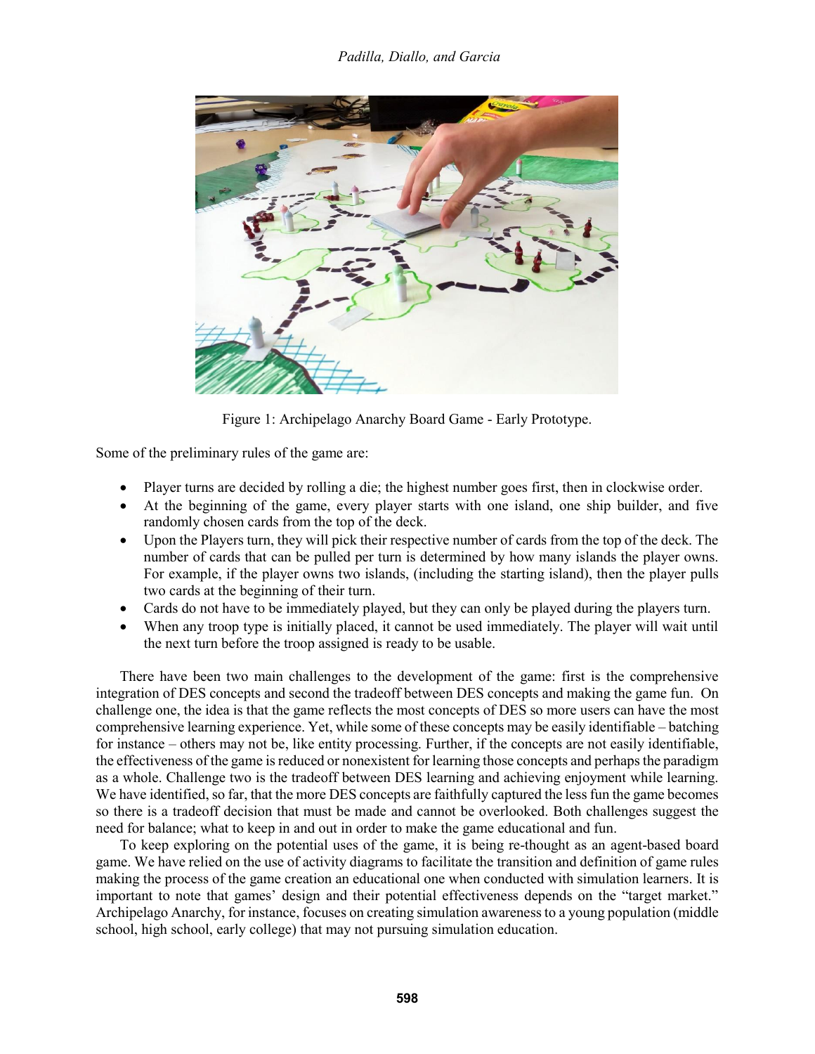Figure 1: Archipelago Anarchy Board Game - Early Prototype.

Some of the preliminary rules of the game are:

- Player turns are decided by rolling a die; the highest number goes first, then in clockwise order.
- At the beginning of the game, every player starts with one island, one ship builder, and five randomly chosen cards from the top of the deck.
- Upon the Players turn, they will pick their respective number of cards from the top of the deck. The number of cards that can be pulled per turn is determined by how many islands the player owns. For example, if the player owns two islands, (including the starting island), then the player pulls two cards at the beginning of their turn.
- Cards do not have to be immediately played, but they can only be played during the players turn.
- When any troop type is initially placed, it cannot be used immediately. The player will wait until the next turn before the troop assigned is ready to be usable.

There have been two main challenges to the development of the game: first is the comprehensive integration of DES concepts and second the tradeoff between DES concepts and making the game fun. On challenge one, the idea is that the game reflects the most concepts of DES so more users can have the most comprehensive learning experience. Yet, while some of these concepts may be easily identifiable – batching for instance – others may not be, like entity processing. Further, if the concepts are not easily identifiable, the effectiveness of the game is reduced or nonexistent for learning those concepts and perhaps the paradigm as a whole. Challenge two is the tradeoff between DES learning and achieving enjoyment while learning. We have identified, so far, that the more DES concepts are faithfully captured the less fun the game becomes so there is a tradeoff decision that must be made and cannot be overlooked. Both challenges suggest the need for balance; what to keep in and out in order to make the game educational and fun.

To keep exploring on the potential uses of the game, it is being re-thought as an agent-based board game. We have relied on the use of activity diagrams to facilitate the transition and definition of game rules making the process of the game creation an educational one when conducted with simulation learners. It is important to note that games' design and their potential effectiveness depends on the "target market." Archipelago Anarchy, for instance, focuses on creating simulation awareness to a young population (middle school, high school, early college) that may not pursuing simulation education.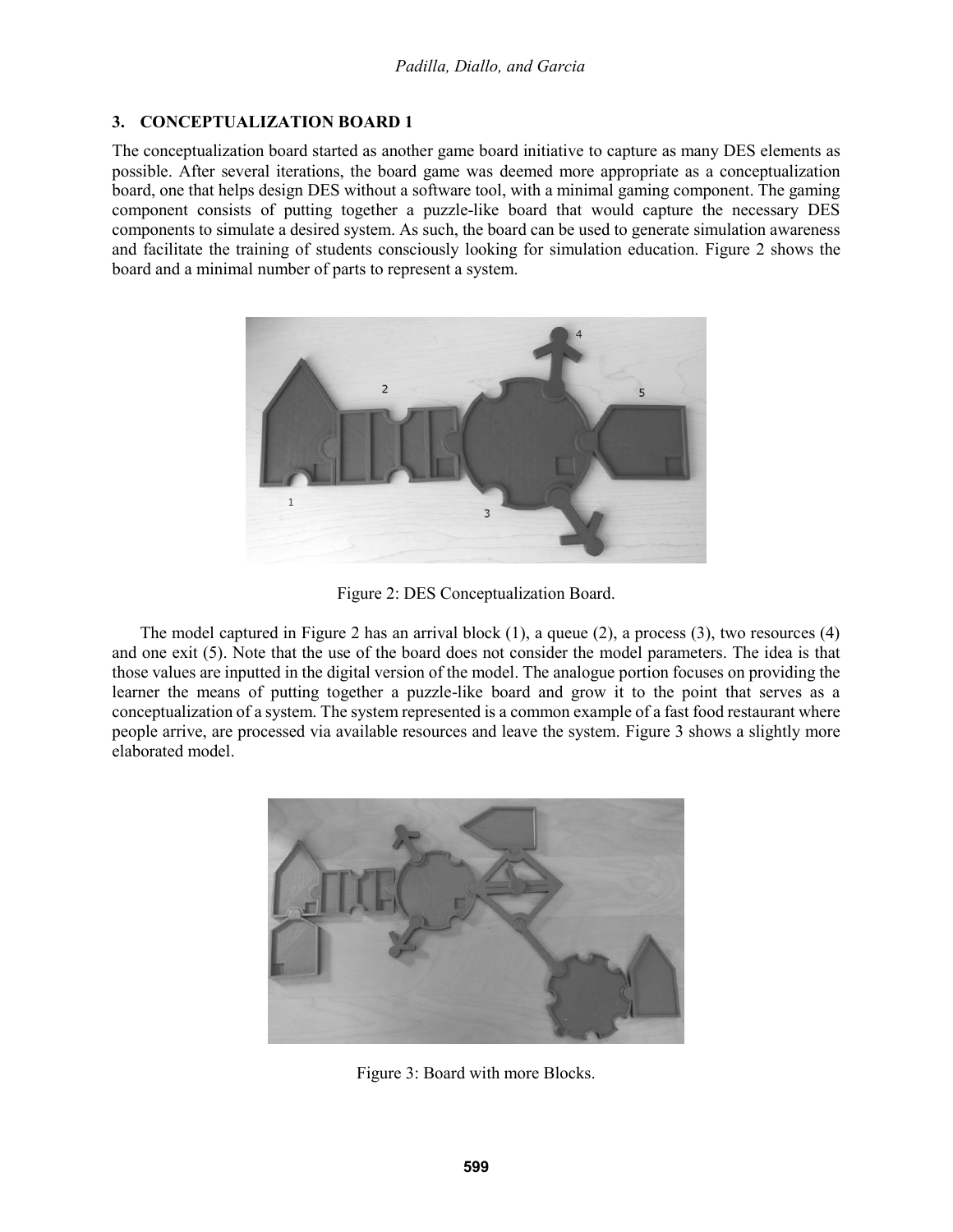## 3. CONCEPTUALIZATION BOARD 1

The conceptualization board started as another game board initiative to capture as many DES elements as possible. After several iterations, the board game was deemed more appropriate as a conceptualization board, one that helps design DES without a software tool, with a minimal gaming component. The gaming component consists of putting together a puzzle-like board that would capture the necessary DES components to simulate a desired system. As such, the board can be used to generate simulation awareness and facilitate the training of students consciously looking for simulation education. Figure 2 shows the board and a minimal number of parts to represent a system.

Figure 2: DES Conceptualization Board.

The model captured in Figure 2 has an arrival block (1), a queue (2), a process (3), two resources (4) and one exit (5). Note that the use of the board does not consider the model parameters. The idea is that those values are inputted in the digital version of the model. The analogue portion focuses on providing the learner the means of putting together a puzzle-like board and grow it to the point that serves as a conceptualization of a system. The system represented is a common example of a fast food restaurant where people arrive, are processed via available resources and leave the system. Figure 3 shows a slightly more elaborated model.

Figure 3: Board with more Blocks.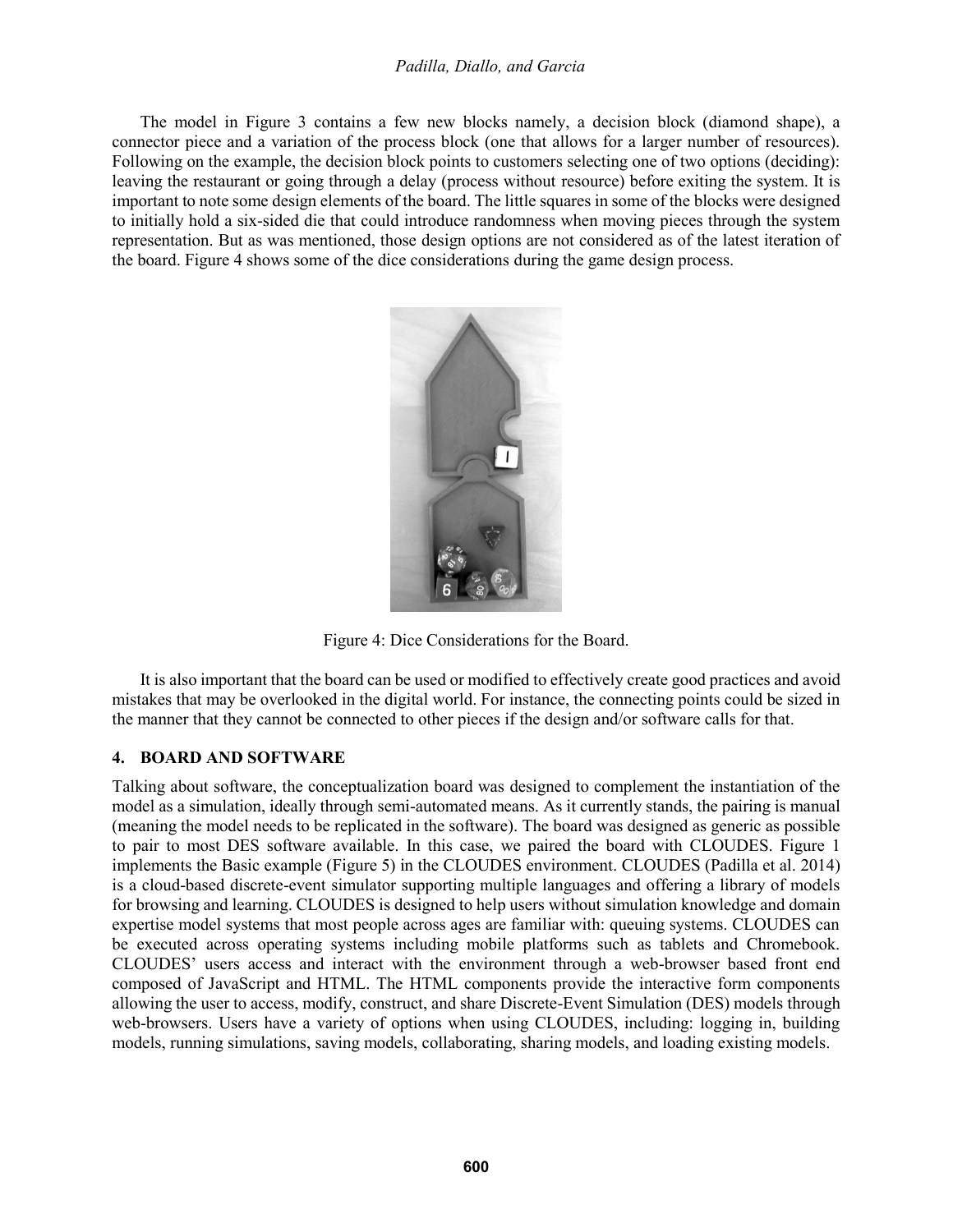The model in Figure 3 contains a few new blocks namely, a decision block (diamond shape), a connector piece and a variation of the process block (one that allows for a larger number of resources). Following on the example, the decision block points to customers selecting one of two options (deciding): leaving the restaurant or going through a delay (process without resource) before exiting the system. It is important to note some design elements of the board. The little squares in some of the blocks were designed to initially hold a six-sided die that could introduce randomness when moving pieces through the system representation. But as was mentioned, those design options are not considered as of the latest iteration of the board. Figure 4 shows some of the dice considerations during the game design process.

Figure 4: Dice Considerations for the Board.

It is also important that the board can be used or modified to effectively create good practices and avoid mistakes that may be overlooked in the digital world. For instance, the connecting points could be sized in the manner that they cannot be connected to other pieces if the design and/or software calls for that.

## 4. BOARD AND SOFTWARE

Talking about software, the conceptualization board was designed to complement the instantiation of the model as a simulation, ideally through semi-automated means. As it currently stands, the pairing is manual (meaning the model needs to be replicated in the software). The board was designed as generic as possible to pair to most DES software available. In this case, we paired the board with CLOUDES. Figure 1 implements the Basic example (Figure 5) in the CLOUDES environment. CLOUDES (Padilla et al. 2014) is a cloud-based discrete-event simulator supporting multiple languages and offering a library of models for browsing and learning. CLOUDES is designed to help users without simulation knowledge and domain expertise model systems that most people across ages are familiar with: queuing systems. CLOUDES can be executed across operating systems including mobile platforms such as tablets and Chromebook. CLOUDES' users access and interact with the environment through a web-browser based front end composed of JavaScript and HTML. The HTML components provide the interactive form components allowing the user to access, modify, construct, and share Discrete-Event Simulation (DES) models through web-browsers. Users have a variety of options when using CLOUDES, including: logging in, building models, running simulations, saving models, collaborating, sharing models, and loading existing models.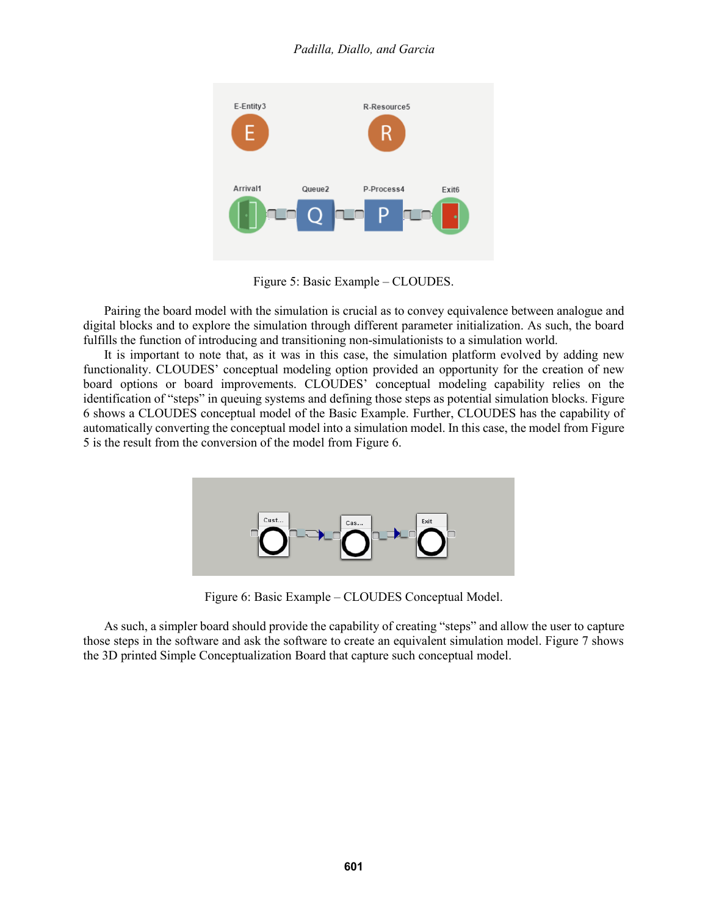Figure 5: Basic Example – CLOUDES.

Pairing the board model with the simulation is crucial as to convey equivalence between analogue and digital blocks and to explore the simulation through different parameter initialization. As such, the board fulfills the function of introducing and transitioning non-simulationists to a simulation world.

It is important to note that, as it was in this case, the simulation platform evolved by adding new functionality. CLOUDES' conceptual modeling option provided an opportunity for the creation of new board options or board improvements. CLOUDES' conceptual modeling capability relies on the identification of "steps" in queuing systems and defining those steps as potential simulation blocks. Figure 6 shows a CLOUDES conceptual model of the Basic Example. Further, CLOUDES has the capability of automatically converting the conceptual model into a simulation model. In this case, the model from Figure 5 is the result from the conversion of the model from Figure 6.

Figure 6: Basic Example – CLOUDES Conceptual Model.

As such, a simpler board should provide the capability of creating "steps" and allow the user to capture those steps in the software and ask the software to create an equivalent simulation model. Figure 7 shows the 3D printed Simple Conceptualization Board that capture such conceptual model.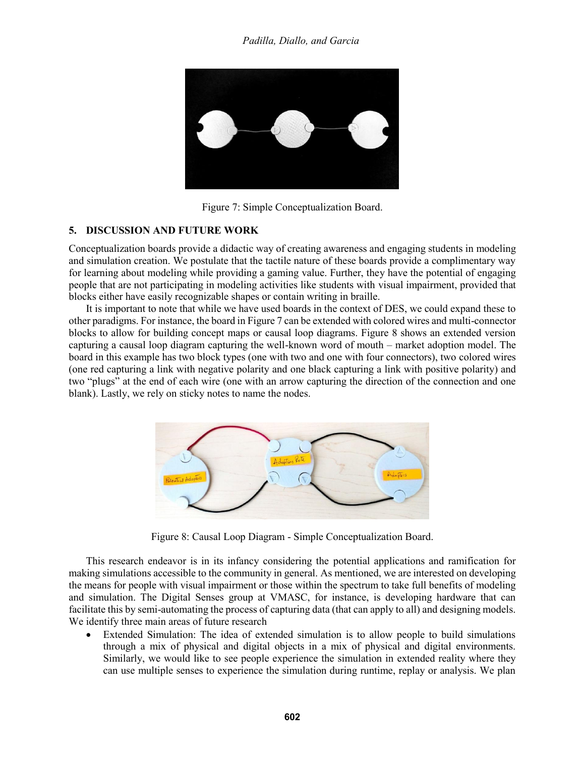Figure 7: Simple Conceptualization Board.

## 5. DISCUSSION AND FUTURE WORK

Conceptualization boards provide a didactic way of creating awareness and engaging students in modeling and simulation creation. We postulate that the tactile nature of these boards provide a complimentary way for learning about modeling while providing a gaming value. Further, they have the potential of engaging people that are not participating in modeling activities like students with visual impairment, provided that blocks either have easily recognizable shapes or contain writing in braille.

It is important to note that while we have used boards in the context of DES, we could expand these to other paradigms. For instance, the board in Figure 7 can be extended with colored wires and multi-connector blocks to allow for building concept maps or causal loop diagrams. Figure 8 shows an extended version capturing a causal loop diagram capturing the well-known word of mouth – market adoption model. The board in this example has two block types (one with two and one with four connectors), two colored wires (one red capturing a link with negative polarity and one black capturing a link with positive polarity) and two "plugs" at the end of each wire (one with an arrow capturing the direction of the connection and one blank). Lastly, we rely on sticky notes to name the nodes.

Figure 8: Causal Loop Diagram - Simple Conceptualization Board.

This research endeavor is in its infancy considering the potential applications and ramification for making simulations accessible to the community in general. As mentioned, we are interested on developing the means for people with visual impairment or those within the spectrum to take full benefits of modeling and simulation. The Digital Senses group at VMASC, for instance, is developing hardware that can facilitate this by semi-automating the process of capturing data (that can apply to all) and designing models. We identify three main areas of future research

- Extended Simulation: The idea of extended simulation is to allow people to build simulations through a mix of physical and digital objects in a mix of physical and digital environments. Similarly, we would like to see people experience the simulation in extended reality where they can use multiple senses to experience the simulation during runtime, replay or analysis. We plan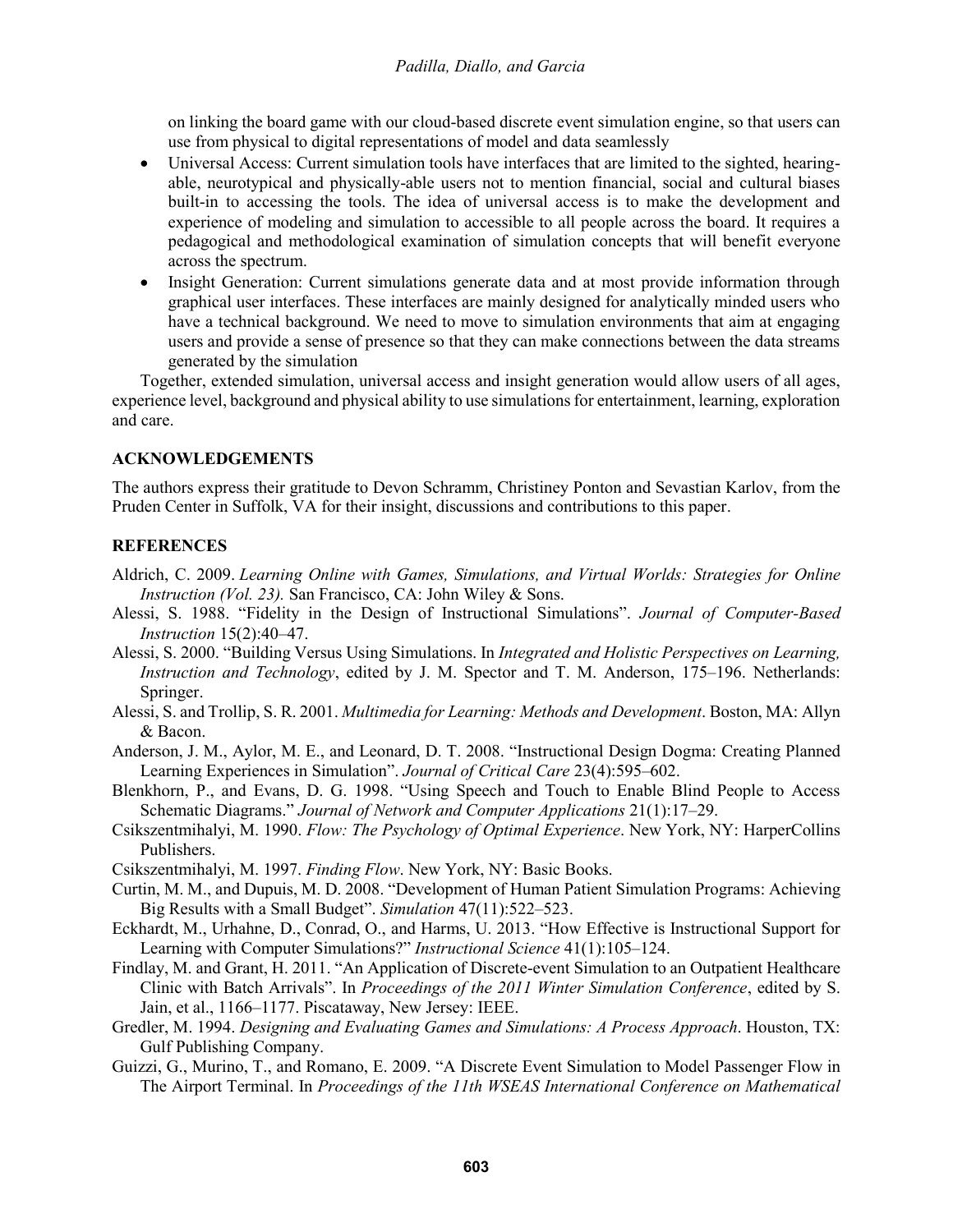on linking the board game with our cloud-based discrete event simulation engine, so that users can use from physical to digital representations of model and data seamlessly

- Universal Access: Current simulation tools have interfaces that are limited to the sighted, hearing-able, neurotypical and physically-able users not to mention financial, social and cultural biases built-in to accessing the tools. The idea of universal access is to make the development and experience of modeling and simulation to accessible to all people across the board. It requires a pedagogical and methodological examination of simulation concepts that will benefit everyone across the spectrum.
- Insight Generation: Current simulations generate data and at most provide information through graphical user interfaces. These interfaces are mainly designed for analytically minded users who have a technical background. We need to move to simulation environments that aim at engaging users and provide a sense of presence so that they can make connections between the data streams generated by the simulation

Together, extended simulation, universal access and insight generation would allow users of all ages, experience level, background and physical ability to use simulations for entertainment, learning, exploration and care.

## ACKNOWLEDGEMENTS

The authors express their gratitude to Devon Schramm, Christiney Ponton and Sevastian Karlov, from the Pruden Center in Suffolk, VA for their insight, discussions and contributions to this paper.

## REFERENCES

Aldrich, C. 2009. *Learning Online with Games, Simulations, and Virtual Worlds: Strategies for Online Instruction (Vol. 23).* San Francisco, CA: John Wiley & Sons.

Alessi, S. 1988. "Fidelity in the Design of Instructional Simulations". *Journal of Computer-Based Instruction* 15(2):40–47.

Alessi, S. 2000. "Building Versus Using Simulations. In *Integrated and Holistic Perspectives on Learning, Instruction and Technology*, edited by J. M. Spector and T. M. Anderson, 175–196. Netherlands: Springer.

Alessi, S. and Trollip, S. R. 2001. *Multimedia for Learning: Methods and Development*. Boston, MA: Allyn & Bacon.

Anderson, J. M., Aylor, M. E., and Leonard, D. T. 2008. "Instructional Design Dogma: Creating Planned Learning Experiences in Simulation". *Journal of Critical Care* 23(4):595–602.

Blenkhorn, P., and Evans, D. G. 1998. "Using Speech and Touch to Enable Blind People to Access Schematic Diagrams." *Journal of Network and Computer Applications* 21(1):17–29.

Csikszentmihalyi, M. 1990. *Flow: The Psychology of Optimal Experience*. New York, NY: HarperCollins Publishers.

Csikszentmihalyi, M. 1997. *Finding Flow*. New York, NY: Basic Books.

Curtin, M. M., and Dupuis, M. D. 2008. "Development of Human Patient Simulation Programs: Achieving Big Results with a Small Budget". *Simulation* 47(11):522–523.

Eckhardt, M., Urhahne, D., Conrad, O., and Harms, U. 2013. "How Effective is Instructional Support for Learning with Computer Simulations?" *Instructional Science* 41(1):105–124.

Findlay, M. and Grant, H. 2011. "An Application of Discrete-event Simulation to an Outpatient Healthcare Clinic with Batch Arrivals". In *Proceedings of the 2011 Winter Simulation Conference*, edited by S. Jain, et al., 1166–1177. Piscataway, New Jersey: IEEE.

Gredler, M. 1994. *Designing and Evaluating Games and Simulations: A Process Approach*. Houston, TX: Gulf Publishing Company.

Guizzi, G., Murino, T., and Romano, E. 2009. "A Discrete Event Simulation to Model Passenger Flow in The Airport Terminal. In *Proceedings of the 11th WSEAS International Conference on Mathematical*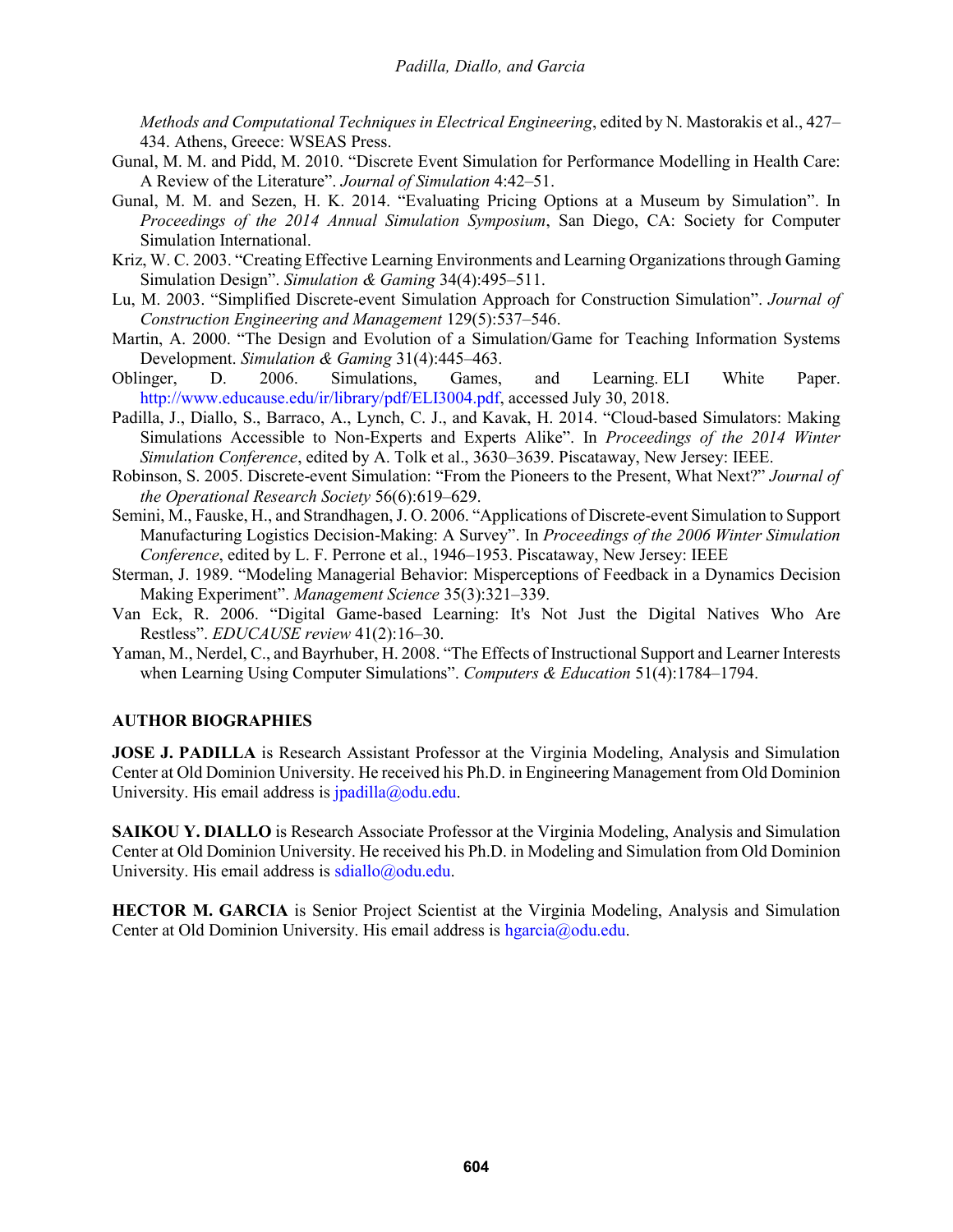*Methods and Computational Techniques in Electrical Engineering*, edited by N. Mastorakis et al., 427–434. Athens, Greece: WSEAS Press.

Gunal, M. M. and Pidd, M. 2010. "Discrete Event Simulation for Performance Modelling in Health Care: A Review of the Literature". *Journal of Simulation* 4:42–51.

Gunal, M. M. and Sezen, H. K. 2014. "Evaluating Pricing Options at a Museum by Simulation". In *Proceedings of the 2014 Annual Simulation Symposium*, San Diego, CA: Society for Computer Simulation International.

Kriz, W. C. 2003. "Creating Effective Learning Environments and Learning Organizations through Gaming Simulation Design". *Simulation & Gaming* 34(4):495–511.

Lu, M. 2003. "Simplified Discrete-event Simulation Approach for Construction Simulation". *Journal of Construction Engineering and Management* 129(5):537–546.

Martin, A. 2000. "The Design and Evolution of a Simulation/Game for Teaching Information Systems Development. *Simulation & Gaming* 31(4):445–463.

Oblinger, D. 2006. Simulations, Games, and Learning. ELI White Paper. http://www.educause.edu/ir/library/pdf/ELI3004.pdf, accessed July 30, 2018.

Padilla, J., Diallo, S., Barraco, A., Lynch, C. J., and Kavak, H. 2014. "Cloud-based Simulators: Making Simulations Accessible to Non-Experts and Experts Alike". In *Proceedings of the 2014 Winter Simulation Conference*, edited by A. Tolk et al., 3630–3639. Piscataway, New Jersey: IEEE.

Robinson, S. 2005. Discrete-event Simulation: "From the Pioneers to the Present, What Next?" *Journal of the Operational Research Society* 56(6):619–629.

Semini, M., Fauske, H., and Strandhagen, J. O. 2006. "Applications of Discrete-event Simulation to Support Manufacturing Logistics Decision-Making: A Survey". In *Proceedings of the 2006 Winter Simulation Conference*, edited by L. F. Perrone et al., 1946–1953. Piscataway, New Jersey: IEEE

Sterman, J. 1989. "Modeling Managerial Behavior: Misperceptions of Feedback in a Dynamics Decision Making Experiment". *Management Science* 35(3):321–339.

Van Eck, R. 2006. "Digital Game-based Learning: It's Not Just the Digital Natives Who Are Restless". *EDUCAUSE review* 41(2):16–30.

Yaman, M., Nerdel, C., and Bayrhuber, H. 2008. "The Effects of Instructional Support and Learner Interests when Learning Using Computer Simulations". *Computers & Education* 51(4):1784–1794.

## AUTHOR BIOGRAPHIES

**JOSE J. PADILLA** is Research Assistant Professor at the Virginia Modeling, Analysis and Simulation Center at Old Dominion University. He received his Ph.D. in Engineering Management from Old Dominion University. His email address is jpadilla@odu.edu.

**SAIKOU Y. DIALLO** is Research Associate Professor at the Virginia Modeling, Analysis and Simulation Center at Old Dominion University. He received his Ph.D. in Modeling and Simulation from Old Dominion University. His email address is sdiallo@odu.edu.

**HECTOR M. GARCIA** is Senior Project Scientist at the Virginia Modeling, Analysis and Simulation Center at Old Dominion University. His email address is hgarcia@odu.edu.